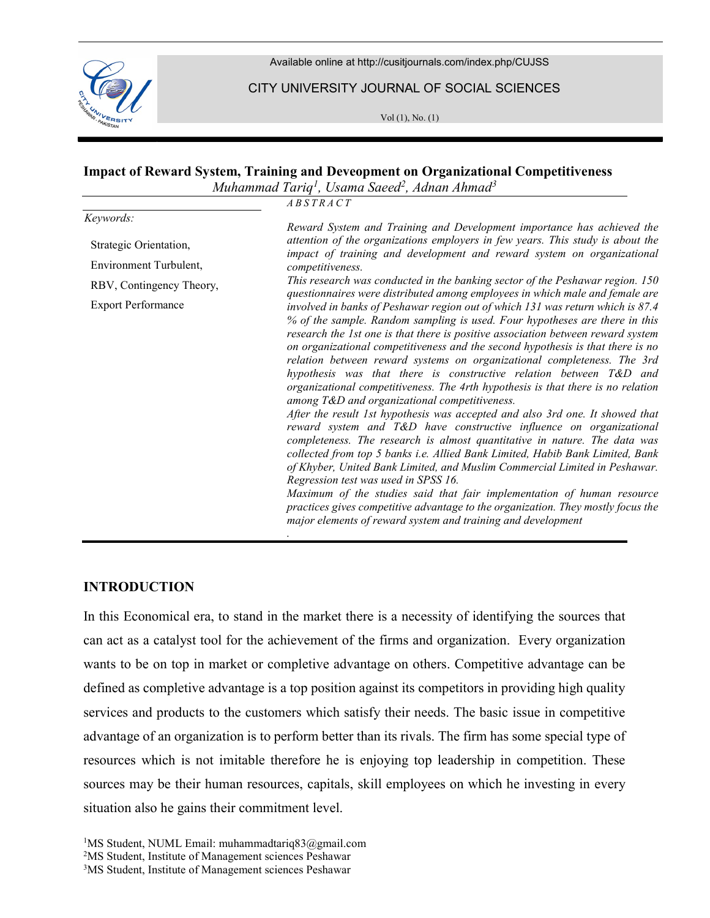Available online at http://cusitjournals.com/index.php/CUJSS

CITY UNIVERSITY JOURNAL OF SOCIAL SCIENCES

Vol (1), No. (1)

# Impact of Reward System, Training and Deveopment on Organizational Competitiveness

*Muhammad Tariq[1], Usama Saeed[2], Adnan Ahmad[3]*

*Keywords:*

Strategic Orientation,

Environment Turbulent,

RBV, Contingency Theory,

Export Performance

*ABSTRACT*

*Reward System and Training and Development importance has achieved the attention of the organizations employers in few years. This study is about the impact of training and development and reward system on organizational competitiveness.*

*This research was conducted in the banking sector of the Peshawar region. 150 questionnaires were distributed among employees in which male and female are involved in banks of Peshawar region out of which 131 was return which is 87.4 % of the sample. Random sampling is used. Four hypotheses are there in this research the 1st one is that there is positive association between reward system on organizational competitiveness and the second hypothesis is that there is no relation between reward systems on organizational completeness. The 3rd hypothesis was that there is constructive relation between T&D and organizational competitiveness. The 4rth hypothesis is that there is no relation among T&D and organizational competitiveness.*

*After the result 1st hypothesis was accepted and also 3rd one. It showed that reward system and T&D have constructive influence on organizational completeness. The research is almost quantitative in nature. The data was collected from top 5 banks i.e. Allied Bank Limited, Habib Bank Limited, Bank of Khyber, United Bank Limited, and Muslim Commercial Limited in Peshawar. Regression test was used in SPSS 16.*

*Maximum of the studies said that fair implementation of human resource practices gives competitive advantage to the organization. They mostly focus the major elements of reward system and training and development*

## INTRODUCTION

In this Economical era, to stand in the market there is a necessity of identifying the sources that can act as a catalyst tool for the achievement of the firms and organization. Every organization wants to be on top in market or completive advantage on others. Competitive advantage can be defined as completive advantage is a top position against its competitors in providing high quality services and products to the customers which satisfy their needs. The basic issue in competitive advantage of an organization is to perform better than its rivals. The firm has some special type of resources which is not imitable therefore he is enjoying top leadership in competition. These sources may be their human resources, capitals, skill employees on which he investing in every situation also he gains their commitment level.

[1]MS Student, NUML Email: muhammadtariq83@gmail.com
[2]MS Student, Institute of Management sciences Peshawar
[3]MS Student, Institute of Management sciences Peshawar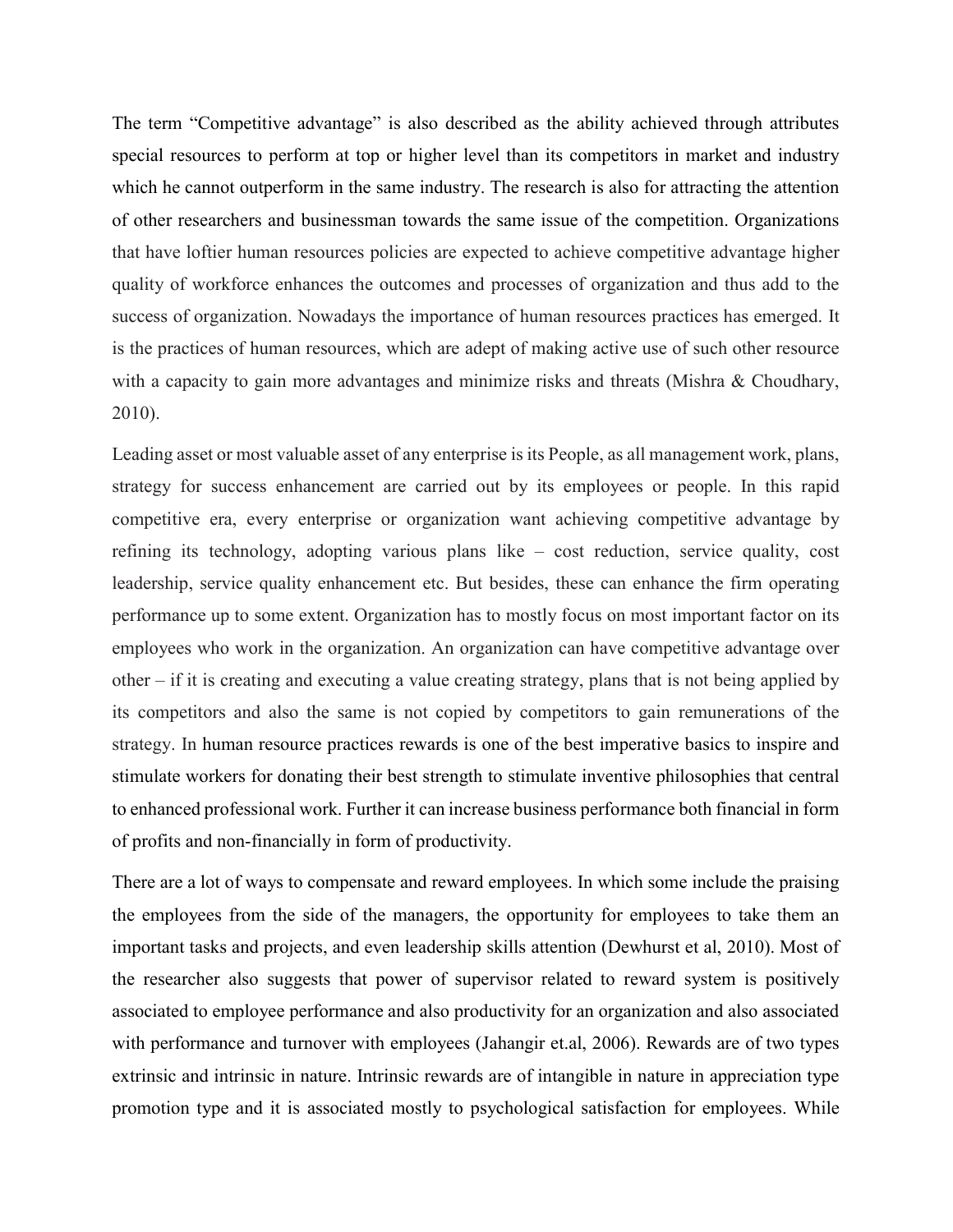The term "Competitive advantage" is also described as the ability achieved through attributes special resources to perform at top or higher level than its competitors in market and industry which he cannot outperform in the same industry. The research is also for attracting the attention of other researchers and businessman towards the same issue of the competition. Organizations that have loftier human resources policies are expected to achieve competitive advantage higher quality of workforce enhances the outcomes and processes of organization and thus add to the success of organization. Nowadays the importance of human resources practices has emerged. It is the practices of human resources, which are adept of making active use of such other resource with a capacity to gain more advantages and minimize risks and threats (Mishra & Choudhary, 2010).

Leading asset or most valuable asset of any enterprise is its People, as all management work, plans, strategy for success enhancement are carried out by its employees or people. In this rapid competitive era, every enterprise or organization want achieving competitive advantage by refining its technology, adopting various plans like – cost reduction, service quality, cost leadership, service quality enhancement etc. But besides, these can enhance the firm operating performance up to some extent. Organization has to mostly focus on most important factor on its employees who work in the organization. An organization can have competitive advantage over other – if it is creating and executing a value creating strategy, plans that is not being applied by its competitors and also the same is not copied by competitors to gain remunerations of the strategy. In human resource practices rewards is one of the best imperative basics to inspire and stimulate workers for donating their best strength to stimulate inventive philosophies that central to enhanced professional work. Further it can increase business performance both financial in form of profits and non-financially in form of productivity.

There are a lot of ways to compensate and reward employees. In which some include the praising the employees from the side of the managers, the opportunity for employees to take them an important tasks and projects, and even leadership skills attention (Dewhurst et al, 2010). Most of the researcher also suggests that power of supervisor related to reward system is positively associated to employee performance and also productivity for an organization and also associated with performance and turnover with employees (Jahangir et.al, 2006). Rewards are of two types extrinsic and intrinsic in nature. Intrinsic rewards are of intangible in nature in appreciation type promotion type and it is associated mostly to psychological satisfaction for employees. While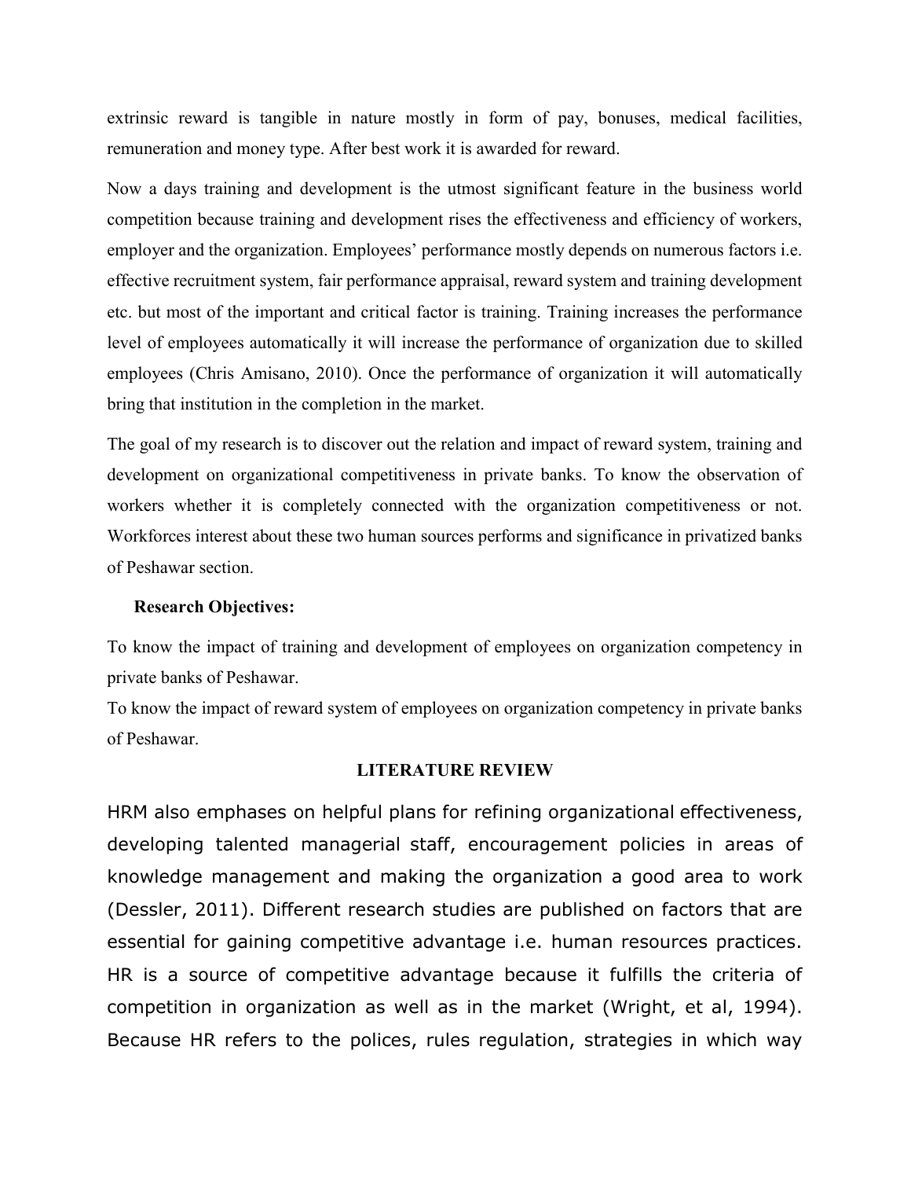extrinsic reward is tangible in nature mostly in form of pay, bonuses, medical facilities, remuneration and money type. After best work it is awarded for reward.

Now a days training and development is the utmost significant feature in the business world competition because training and development rises the effectiveness and efficiency of workers, employer and the organization. Employees' performance mostly depends on numerous factors i.e. effective recruitment system, fair performance appraisal, reward system and training development etc. but most of the important and critical factor is training. Training increases the performance level of employees automatically it will increase the performance of organization due to skilled employees (Chris Amisano, 2010). Once the performance of organization it will automatically bring that institution in the completion in the market.

The goal of my research is to discover out the relation and impact of reward system, training and development on organizational competitiveness in private banks. To know the observation of workers whether it is completely connected with the organization competitiveness or not. Workforces interest about these two human sources performs and significance in privatized banks of Peshawar section.

**Research Objectives:**

To know the impact of training and development of employees on organization competency in private banks of Peshawar.

To know the impact of reward system of employees on organization competency in private banks of Peshawar.

## LITERATURE REVIEW

HRM also emphases on helpful plans for refining organizational effectiveness, developing talented managerial staff, encouragement policies in areas of knowledge management and making the organization a good area to work (Dessler, 2011). Different research studies are published on factors that are essential for gaining competitive advantage i.e. human resources practices. HR is a source of competitive advantage because it fulfills the criteria of competition in organization as well as in the market (Wright, et al, 1994). Because HR refers to the polices, rules regulation, strategies in which way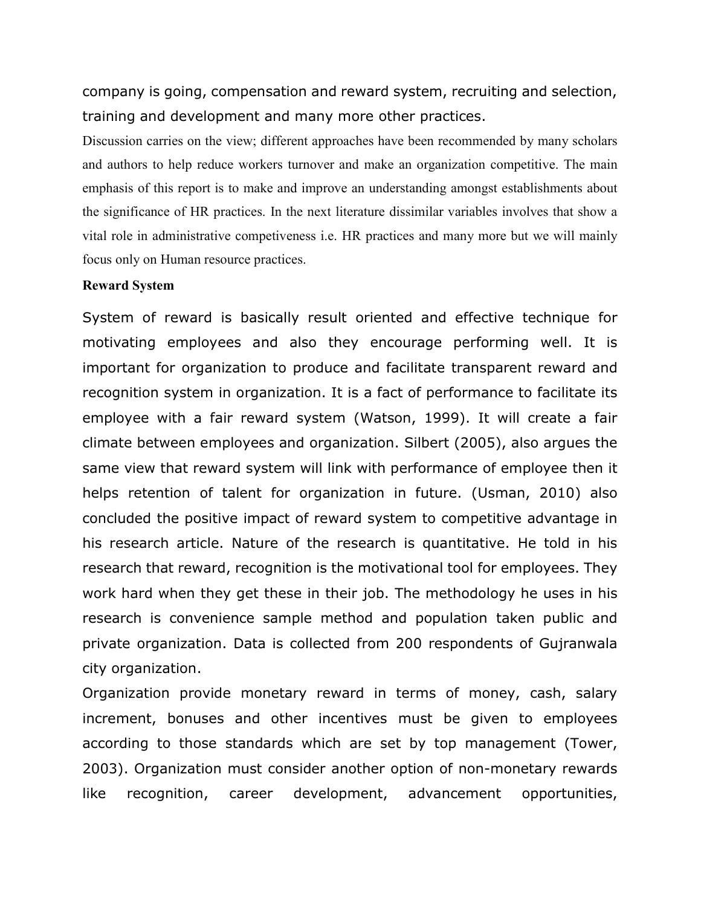company is going, compensation and reward system, recruiting and selection, training and development and many more other practices.

Discussion carries on the view; different approaches have been recommended by many scholars and authors to help reduce workers turnover and make an organization competitive. The main emphasis of this report is to make and improve an understanding amongst establishments about the significance of HR practices. In the next literature dissimilar variables involves that show a vital role in administrative competiveness i.e. HR practices and many more but we will mainly focus only on Human resource practices.

**Reward System**

System of reward is basically result oriented and effective technique for motivating employees and also they encourage performing well. It is important for organization to produce and facilitate transparent reward and recognition system in organization. It is a fact of performance to facilitate its employee with a fair reward system (Watson, 1999). It will create a fair climate between employees and organization. Silbert (2005), also argues the same view that reward system will link with performance of employee then it helps retention of talent for organization in future. (Usman, 2010) also concluded the positive impact of reward system to competitive advantage in his research article. Nature of the research is quantitative. He told in his research that reward, recognition is the motivational tool for employees. They work hard when they get these in their job. The methodology he uses in his research is convenience sample method and population taken public and private organization. Data is collected from 200 respondents of Gujranwala city organization.

Organization provide monetary reward in terms of money, cash, salary increment, bonuses and other incentives must be given to employees according to those standards which are set by top management (Tower, 2003). Organization must consider another option of non-monetary rewards like recognition, career development, advancement opportunities,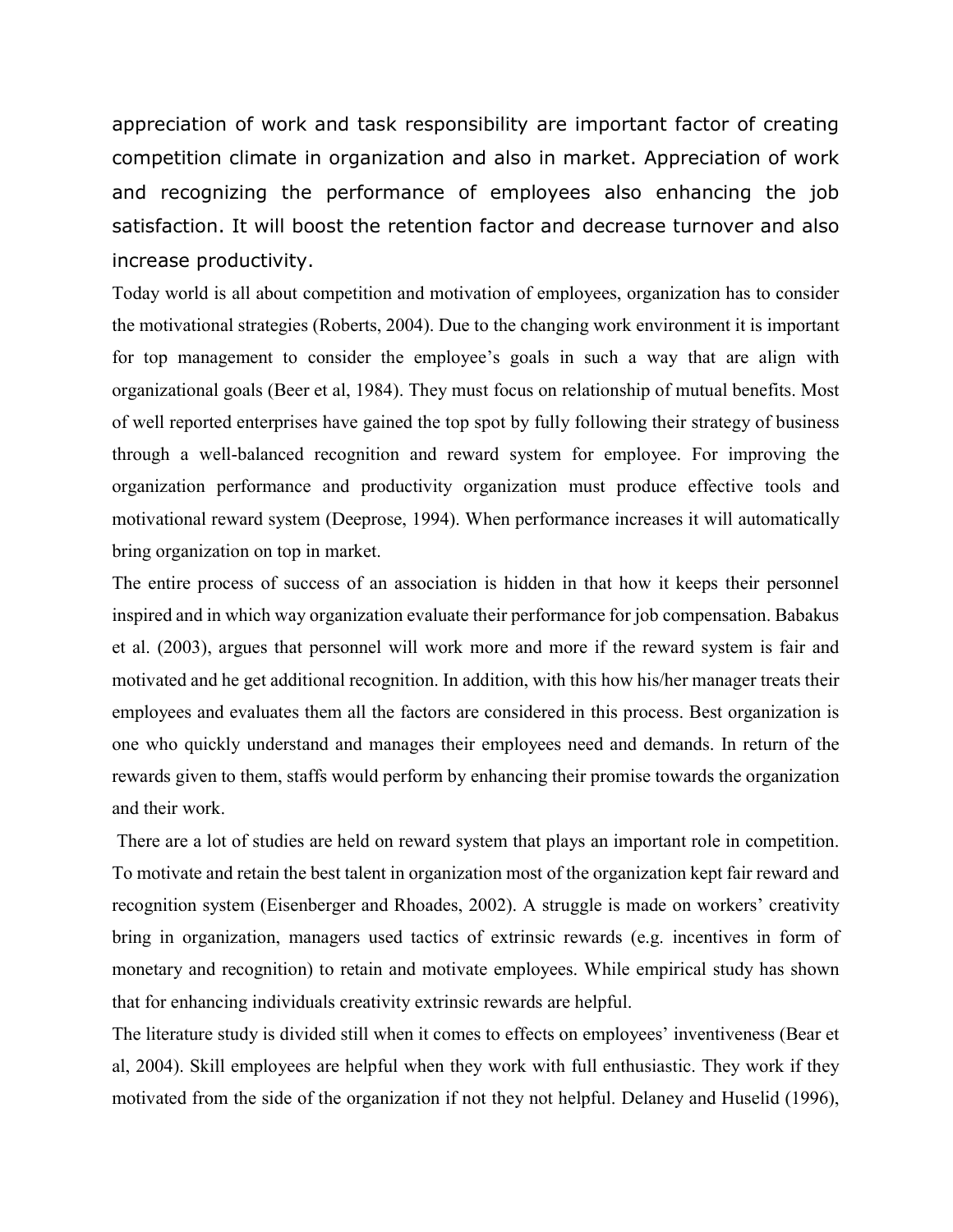appreciation of work and task responsibility are important factor of creating competition climate in organization and also in market. Appreciation of work and recognizing the performance of employees also enhancing the job satisfaction. It will boost the retention factor and decrease turnover and also increase productivity.

Today world is all about competition and motivation of employees, organization has to consider the motivational strategies (Roberts, 2004). Due to the changing work environment it is important for top management to consider the employee's goals in such a way that are align with organizational goals (Beer et al, 1984). They must focus on relationship of mutual benefits. Most of well reported enterprises have gained the top spot by fully following their strategy of business through a well-balanced recognition and reward system for employee. For improving the organization performance and productivity organization must produce effective tools and motivational reward system (Deeprose, 1994). When performance increases it will automatically bring organization on top in market.

The entire process of success of an association is hidden in that how it keeps their personnel inspired and in which way organization evaluate their performance for job compensation. Babakus et al. (2003), argues that personnel will work more and more if the reward system is fair and motivated and he get additional recognition. In addition, with this how his/her manager treats their employees and evaluates them all the factors are considered in this process. Best organization is one who quickly understand and manages their employees need and demands. In return of the rewards given to them, staffs would perform by enhancing their promise towards the organization and their work.

There are a lot of studies are held on reward system that plays an important role in competition. To motivate and retain the best talent in organization most of the organization kept fair reward and recognition system (Eisenberger and Rhoades, 2002). A struggle is made on workers' creativity bring in organization, managers used tactics of extrinsic rewards (e.g. incentives in form of monetary and recognition) to retain and motivate employees. While empirical study has shown that for enhancing individuals creativity extrinsic rewards are helpful.

The literature study is divided still when it comes to effects on employees' inventiveness (Bear et al, 2004). Skill employees are helpful when they work with full enthusiastic. They work if they motivated from the side of the organization if not they not helpful. Delaney and Huselid (1996),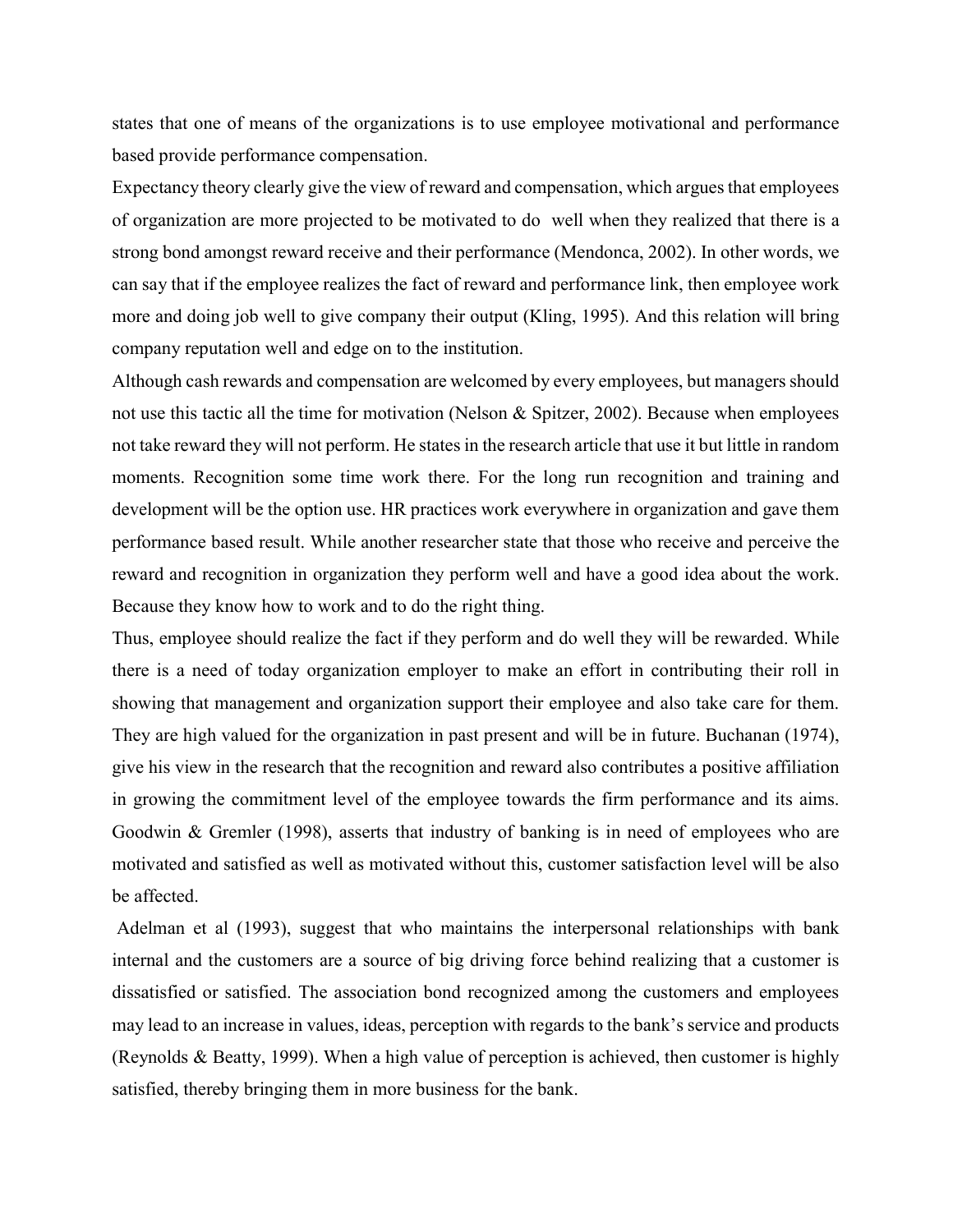states that one of means of the organizations is to use employee motivational and performance based provide performance compensation.

Expectancy theory clearly give the view of reward and compensation, which argues that employees of organization are more projected to be motivated to do well when they realized that there is a strong bond amongst reward receive and their performance (Mendonca, 2002). In other words, we can say that if the employee realizes the fact of reward and performance link, then employee work more and doing job well to give company their output (Kling, 1995). And this relation will bring company reputation well and edge on to the institution.

Although cash rewards and compensation are welcomed by every employees, but managers should not use this tactic all the time for motivation (Nelson & Spitzer, 2002). Because when employees not take reward they will not perform. He states in the research article that use it but little in random moments. Recognition some time work there. For the long run recognition and training and development will be the option use. HR practices work everywhere in organization and gave them performance based result. While another researcher state that those who receive and perceive the reward and recognition in organization they perform well and have a good idea about the work. Because they know how to work and to do the right thing.

Thus, employee should realize the fact if they perform and do well they will be rewarded. While there is a need of today organization employer to make an effort in contributing their roll in showing that management and organization support their employee and also take care for them. They are high valued for the organization in past present and will be in future. Buchanan (1974), give his view in the research that the recognition and reward also contributes a positive affiliation in growing the commitment level of the employee towards the firm performance and its aims. Goodwin & Gremler (1998), asserts that industry of banking is in need of employees who are motivated and satisfied as well as motivated without this, customer satisfaction level will be also be affected.

Adelman et al (1993), suggest that who maintains the interpersonal relationships with bank internal and the customers are a source of big driving force behind realizing that a customer is dissatisfied or satisfied. The association bond recognized among the customers and employees may lead to an increase in values, ideas, perception with regards to the bank's service and products (Reynolds & Beatty, 1999). When a high value of perception is achieved, then customer is highly satisfied, thereby bringing them in more business for the bank.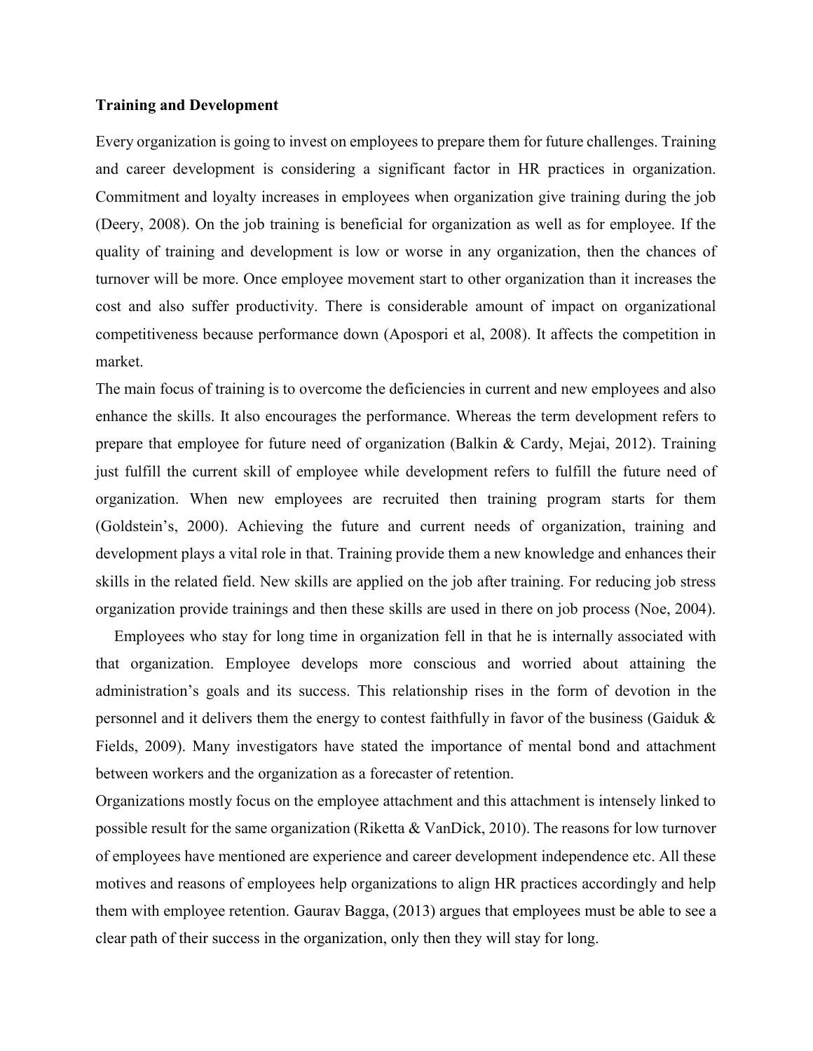**Training and Development**

Every organization is going to invest on employees to prepare them for future challenges. Training and career development is considering a significant factor in HR practices in organization. Commitment and loyalty increases in employees when organization give training during the job (Deery, 2008). On the job training is beneficial for organization as well as for employee. If the quality of training and development is low or worse in any organization, then the chances of turnover will be more. Once employee movement start to other organization than it increases the cost and also suffer productivity. There is considerable amount of impact on organizational competitiveness because performance down (Apospori et al, 2008). It affects the competition in market.

The main focus of training is to overcome the deficiencies in current and new employees and also enhance the skills. It also encourages the performance. Whereas the term development refers to prepare that employee for future need of organization (Balkin & Cardy, Mejai, 2012). Training just fulfill the current skill of employee while development refers to fulfill the future need of organization. When new employees are recruited then training program starts for them (Goldstein's, 2000). Achieving the future and current needs of organization, training and development plays a vital role in that. Training provide them a new knowledge and enhances their skills in the related field. New skills are applied on the job after training. For reducing job stress organization provide trainings and then these skills are used in there on job process (Noe, 2004).

Employees who stay for long time in organization fell in that he is internally associated with that organization. Employee develops more conscious and worried about attaining the administration's goals and its success. This relationship rises in the form of devotion in the personnel and it delivers them the energy to contest faithfully in favor of the business (Gaiduk & Fields, 2009). Many investigators have stated the importance of mental bond and attachment between workers and the organization as a forecaster of retention.

Organizations mostly focus on the employee attachment and this attachment is intensely linked to possible result for the same organization (Riketta & VanDick, 2010). The reasons for low turnover of employees have mentioned are experience and career development independence etc. All these motives and reasons of employees help organizations to align HR practices accordingly and help them with employee retention. Gaurav Bagga, (2013) argues that employees must be able to see a clear path of their success in the organization, only then they will stay for long.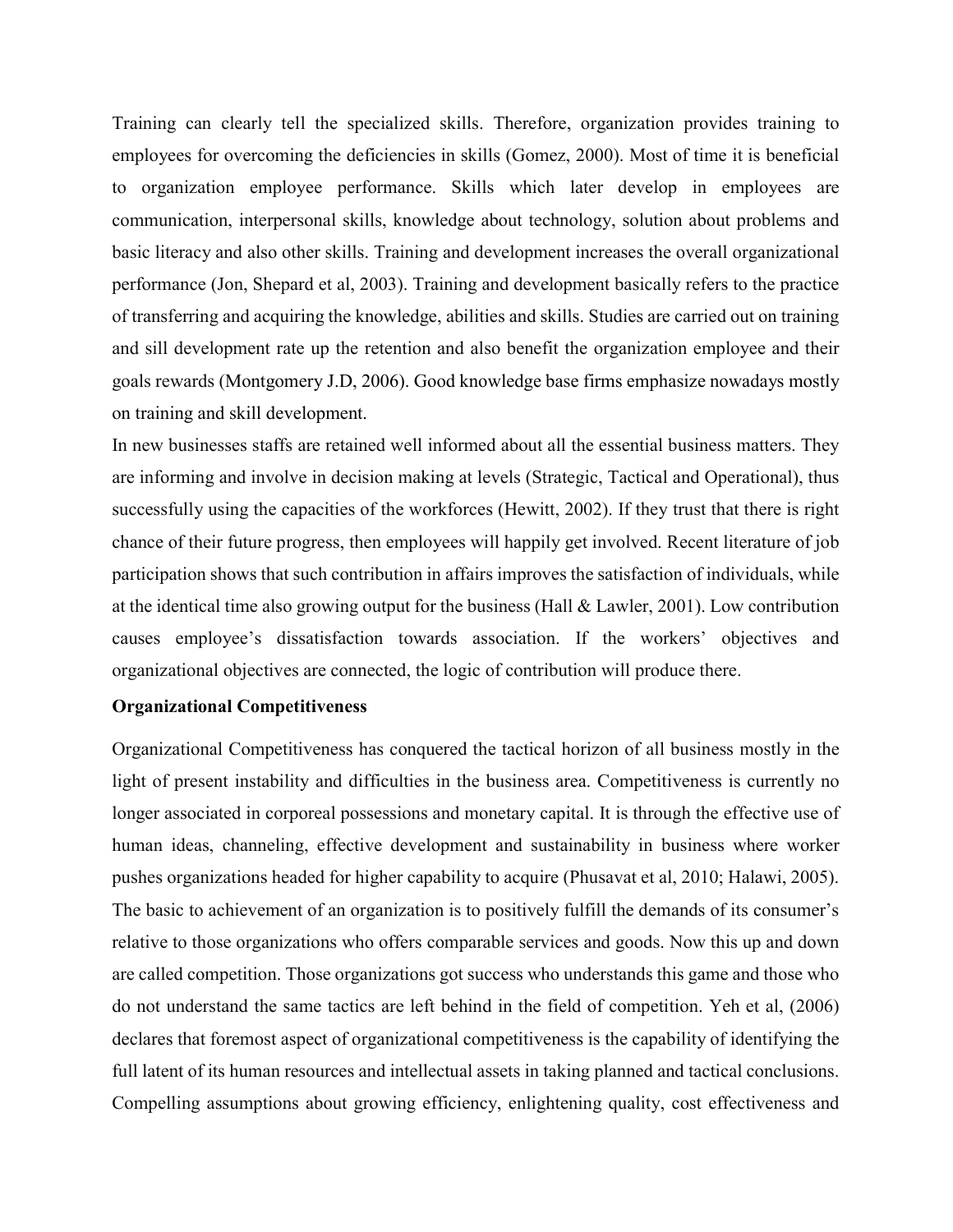Training can clearly tell the specialized skills. Therefore, organization provides training to employees for overcoming the deficiencies in skills (Gomez, 2000). Most of time it is beneficial to organization employee performance. Skills which later develop in employees are communication, interpersonal skills, knowledge about technology, solution about problems and basic literacy and also other skills. Training and development increases the overall organizational performance (Jon, Shepard et al, 2003). Training and development basically refers to the practice of transferring and acquiring the knowledge, abilities and skills. Studies are carried out on training and sill development rate up the retention and also benefit the organization employee and their goals rewards (Montgomery J.D, 2006). Good knowledge base firms emphasize nowadays mostly on training and skill development.

In new businesses staffs are retained well informed about all the essential business matters. They are informing and involve in decision making at levels (Strategic, Tactical and Operational), thus successfully using the capacities of the workforces (Hewitt, 2002). If they trust that there is right chance of their future progress, then employees will happily get involved. Recent literature of job participation shows that such contribution in affairs improves the satisfaction of individuals, while at the identical time also growing output for the business (Hall & Lawler, 2001). Low contribution causes employee's dissatisfaction towards association. If the workers' objectives and organizational objectives are connected, the logic of contribution will produce there.

**Organizational Competitiveness**

Organizational Competitiveness has conquered the tactical horizon of all business mostly in the light of present instability and difficulties in the business area. Competitiveness is currently no longer associated in corporeal possessions and monetary capital. It is through the effective use of human ideas, channeling, effective development and sustainability in business where worker pushes organizations headed for higher capability to acquire (Phusavat et al, 2010; Halawi, 2005). The basic to achievement of an organization is to positively fulfill the demands of its consumer's relative to those organizations who offers comparable services and goods. Now this up and down are called competition. Those organizations got success who understands this game and those who do not understand the same tactics are left behind in the field of competition. Yeh et al, (2006) declares that foremost aspect of organizational competitiveness is the capability of identifying the full latent of its human resources and intellectual assets in taking planned and tactical conclusions. Compelling assumptions about growing efficiency, enlightening quality, cost effectiveness and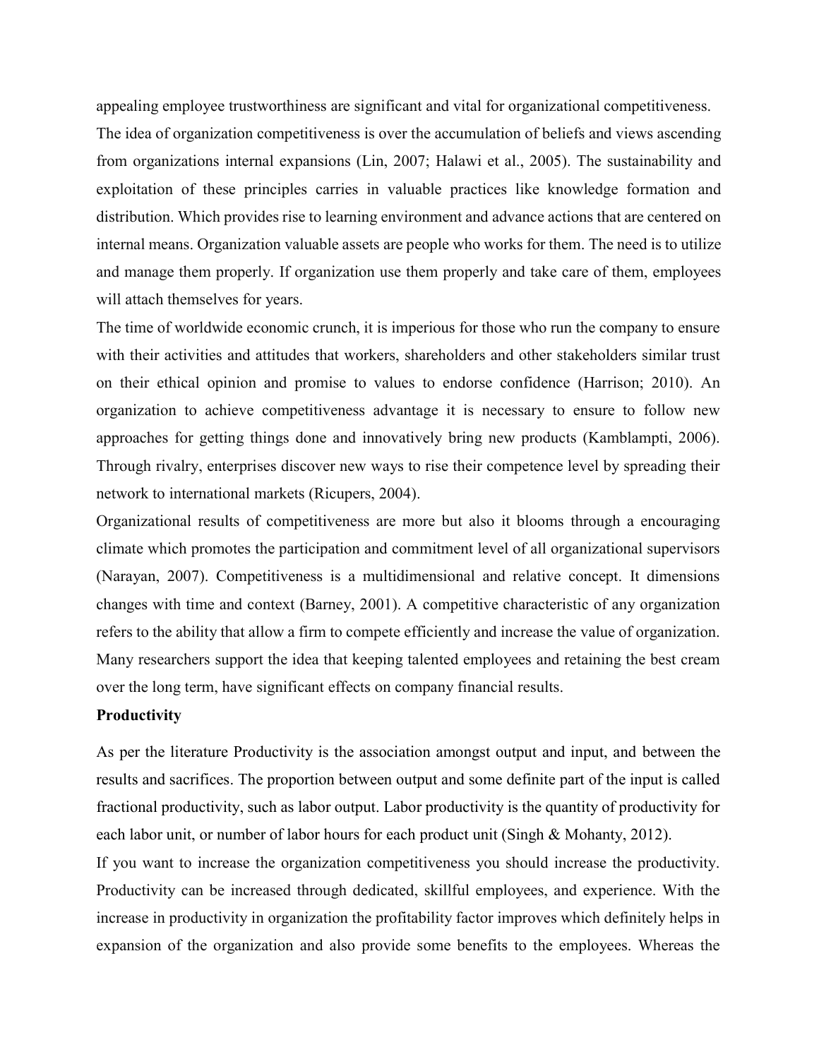appealing employee trustworthiness are significant and vital for organizational competitiveness.

The idea of organization competitiveness is over the accumulation of beliefs and views ascending from organizations internal expansions (Lin, 2007; Halawi et al., 2005). The sustainability and exploitation of these principles carries in valuable practices like knowledge formation and distribution. Which provides rise to learning environment and advance actions that are centered on internal means. Organization valuable assets are people who works for them. The need is to utilize and manage them properly. If organization use them properly and take care of them, employees will attach themselves for years.

The time of worldwide economic crunch, it is imperious for those who run the company to ensure with their activities and attitudes that workers, shareholders and other stakeholders similar trust on their ethical opinion and promise to values to endorse confidence (Harrison; 2010). An organization to achieve competitiveness advantage it is necessary to ensure to follow new approaches for getting things done and innovatively bring new products (Kamblampti, 2006). Through rivalry, enterprises discover new ways to rise their competence level by spreading their network to international markets (Ricupers, 2004).

Organizational results of competitiveness are more but also it blooms through a encouraging climate which promotes the participation and commitment level of all organizational supervisors (Narayan, 2007). Competitiveness is a multidimensional and relative concept. It dimensions changes with time and context (Barney, 2001). A competitive characteristic of any organization refers to the ability that allow a firm to compete efficiently and increase the value of organization. Many researchers support the idea that keeping talented employees and retaining the best cream over the long term, have significant effects on company financial results.

**Productivity**

As per the literature Productivity is the association amongst output and input, and between the results and sacrifices. The proportion between output and some definite part of the input is called fractional productivity, such as labor output. Labor productivity is the quantity of productivity for each labor unit, or number of labor hours for each product unit (Singh & Mohanty, 2012).

If you want to increase the organization competitiveness you should increase the productivity. Productivity can be increased through dedicated, skillful employees, and experience. With the increase in productivity in organization the profitability factor improves which definitely helps in expansion of the organization and also provide some benefits to the employees. Whereas the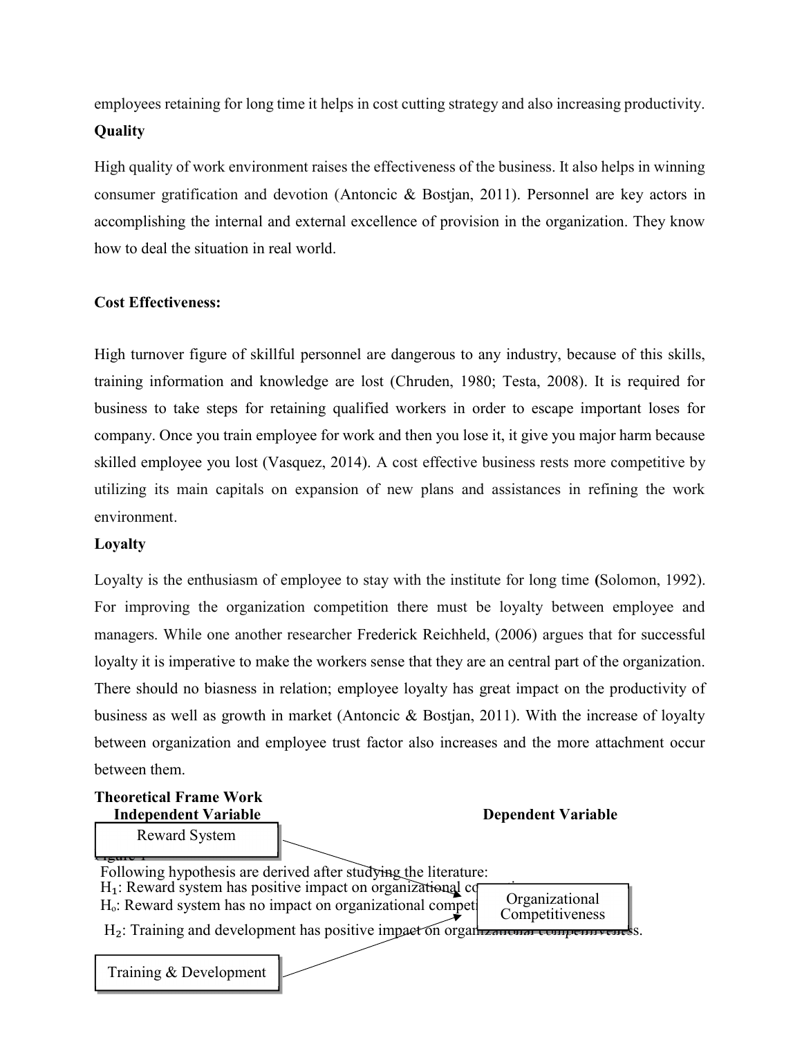employees retaining for long time it helps in cost cutting strategy and also increasing productivity.

**Quality**

High quality of work environment raises the effectiveness of the business. It also helps in winning consumer gratification and devotion (Antoncic & Bostjan, 2011). Personnel are key actors in accomplishing the internal and external excellence of provision in the organization. They know how to deal the situation in real world.

**Cost Effectiveness:**

High turnover figure of skillful personnel are dangerous to any industry, because of this skills, training information and knowledge are lost (Chruden, 1980; Testa, 2008). It is required for business to take steps for retaining qualified workers in order to escape important loses for company. Once you train employee for work and then you lose it, it give you major harm because skilled employee you lost (Vasquez, 2014). A cost effective business rests more competitive by utilizing its main capitals on expansion of new plans and assistances in refining the work environment.

**Loyalty**

Loyalty is the enthusiasm of employee to stay with the institute for long time (Solomon, 1992). For improving the organization competition there must be loyalty between employee and managers. While one another researcher Frederick Reichheld, (2006) argues that for successful loyalty it is imperative to make the workers sense that they are an central part of the organization. There should no biasness in relation; employee loyalty has great impact on the productivity of business as well as growth in market (Antoncic & Bostjan, 2011). With the increase of loyalty between organization and employee trust factor also increases and the more attachment occur between them.

**Theoretical Frame Work**

**Independent Variable** | **Dependent Variable**

Reward System → Organizational Competitiveness

Training & Development → Organizational Competitiveness

Figure 1

Following hypothesis are derived after studying the literature:

$H_1$: Reward system has positive impact on organizational competitiveness.

$H_o$: Reward system has no impact on organizational competitiveness.

$H_2$: Training and development has positive impact on organizational competitiveness.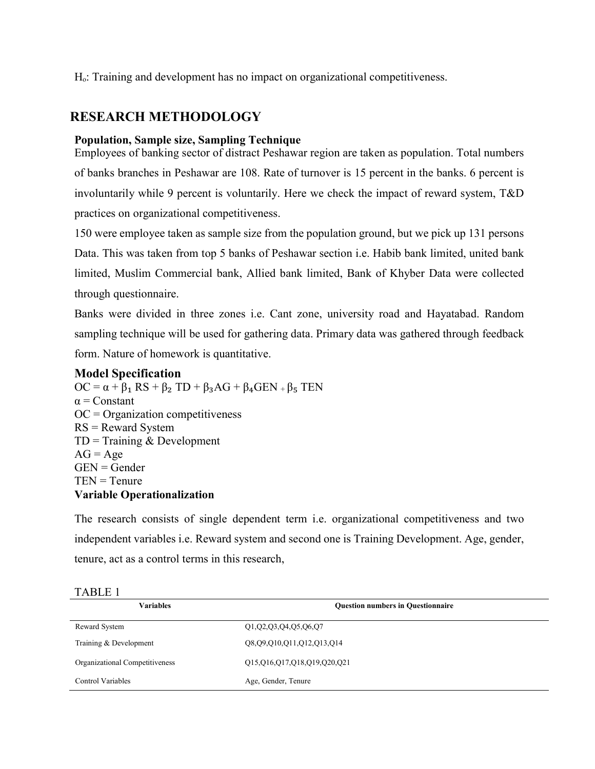$H_o$: Training and development has no impact on organizational competitiveness.

## RESEARCH METHODOLOGY

### Population, Sample size, Sampling Technique

Employees of banking sector of distract Peshawar region are taken as population. Total numbers of banks branches in Peshawar are 108. Rate of turnover is 15 percent in the banks. 6 percent is involuntarily while 9 percent is voluntarily. Here we check the impact of reward system, T&D practices on organizational competitiveness.

150 were employee taken as sample size from the population ground, but we pick up 131 persons Data. This was taken from top 5 banks of Peshawar section i.e. Habib bank limited, united bank limited, Muslim Commercial bank, Allied bank limited, Bank of Khyber Data were collected through questionnaire.

Banks were divided in three zones i.e. Cant zone, university road and Hayatabad. Random sampling technique will be used for gathering data. Primary data was gathered through feedback form. Nature of homework is quantitative.

### Model Specification

$OC = \alpha + \beta_1 RS + \beta_2 TD + \beta_3 AG + \beta_4 GEN + \beta_5 TEN$

$\alpha$ = Constant

OC = Organization competitiveness

RS = Reward System

TD = Training & Development

AG = Age

GEN = Gender

TEN = Tenure

### Variable Operationalization

The research consists of single dependent term i.e. organizational competitiveness and two independent variables i.e. Reward system and second one is Training Development. Age, gender, tenure, act as a control terms in this research,

TABLE 1

| Variables | Question numbers in Questionnaire |
|---|---|
| Reward System | Q1,Q2,Q3,Q4,Q5,Q6,Q7 |
| Training & Development | Q8,Q9,Q10,Q11,Q12,Q13,Q14 |
| Organizational Competitiveness | Q15,Q16,Q17,Q18,Q19,Q20,Q21 |
| Control Variables | Age, Gender, Tenure |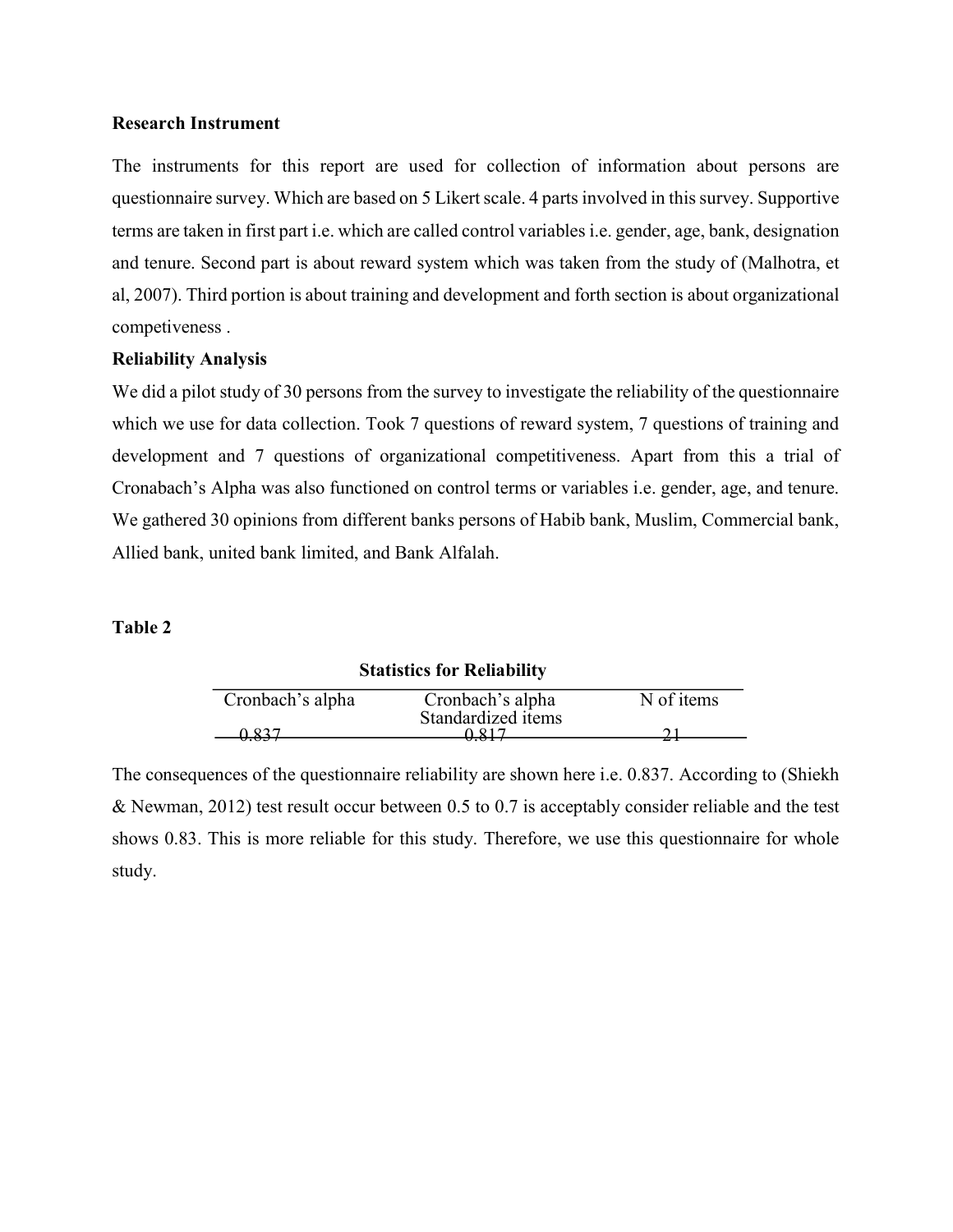**Research Instrument**

The instruments for this report are used for collection of information about persons are questionnaire survey. Which are based on 5 Likert scale. 4 parts involved in this survey. Supportive terms are taken in first part i.e. which are called control variables i.e. gender, age, bank, designation and tenure. Second part is about reward system which was taken from the study of (Malhotra, et al, 2007). Third portion is about training and development and forth section is about organizational competiveness .

**Reliability Analysis**

We did a pilot study of 30 persons from the survey to investigate the reliability of the questionnaire which we use for data collection. Took 7 questions of reward system, 7 questions of training and development and 7 questions of organizational competitiveness. Apart from this a trial of Cronabach's Alpha was also functioned on control terms or variables i.e. gender, age, and tenure. We gathered 30 opinions from different banks persons of Habib bank, Muslim, Commercial bank, Allied bank, united bank limited, and Bank Alfalah.

**Table 2**

**Statistics for Reliability**

| Cronbach's alpha | Cronbach's alpha Standardized items | N of items |
|---|---|---|
| 0.837 | 0.817 | 21 |

The consequences of the questionnaire reliability are shown here i.e. 0.837. According to (Shiekh & Newman, 2012) test result occur between 0.5 to 0.7 is acceptably consider reliable and the test shows 0.83. This is more reliable for this study. Therefore, we use this questionnaire for whole study.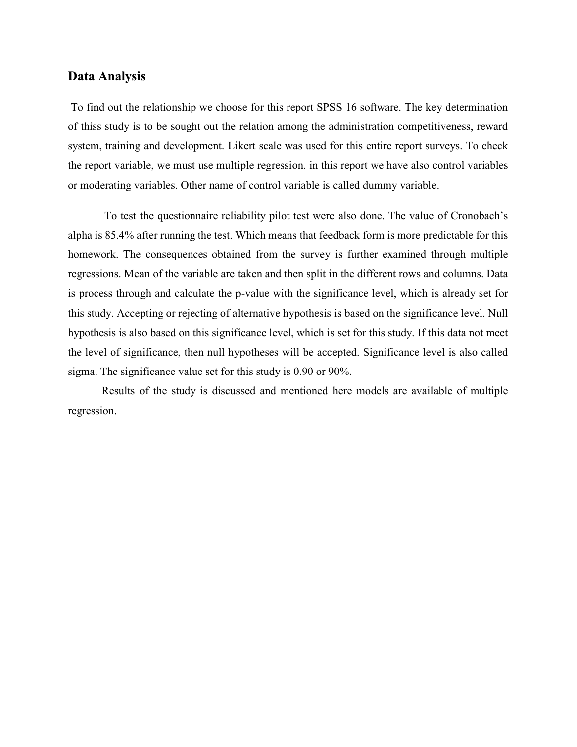## Data Analysis

To find out the relationship we choose for this report SPSS 16 software. The key determination of thiss study is to be sought out the relation among the administration competitiveness, reward system, training and development. Likert scale was used for this entire report surveys. To check the report variable, we must use multiple regression. in this report we have also control variables or moderating variables. Other name of control variable is called dummy variable.

To test the questionnaire reliability pilot test were also done. The value of Cronobach's alpha is 85.4% after running the test. Which means that feedback form is more predictable for this homework. The consequences obtained from the survey is further examined through multiple regressions. Mean of the variable are taken and then split in the different rows and columns. Data is process through and calculate the p-value with the significance level, which is already set for this study. Accepting or rejecting of alternative hypothesis is based on the significance level. Null hypothesis is also based on this significance level, which is set for this study. If this data not meet the level of significance, then null hypotheses will be accepted. Significance level is also called sigma. The significance value set for this study is 0.90 or 90%.

Results of the study is discussed and mentioned here models are available of multiple regression.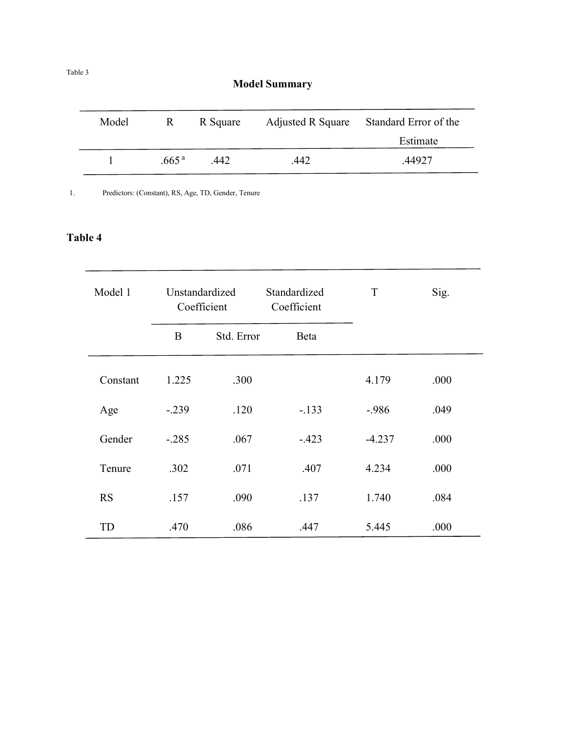Table 3

**Model Summary**

| Model | R | R Square | Adjusted R Square | Standard Error of the Estimate |
|---|---|---|---|---|
| 1 | .665[a] | .442 | .442 | .44927 |

1. Predictors: (Constant), RS, Age, TD, Gender, Tenure

**Table 4**

| Model 1 | Unstandardized Coefficient | | Standardized Coefficient | T | Sig. |
|---|---|---|---|---|---|
| | B | Std. Error | Beta | | |
| Constant | 1.225 | .300 | | 4.179 | .000 |
| Age | -.239 | .120 | -.133 | -.986 | .049 |
| Gender | -.285 | .067 | -.423 | -4.237 | .000 |
| Tenure | .302 | .071 | .407 | 4.234 | .000 |
| RS | .157 | .090 | .137 | 1.740 | .084 |
| TD | .470 | .086 | .447 | 5.445 | .000 |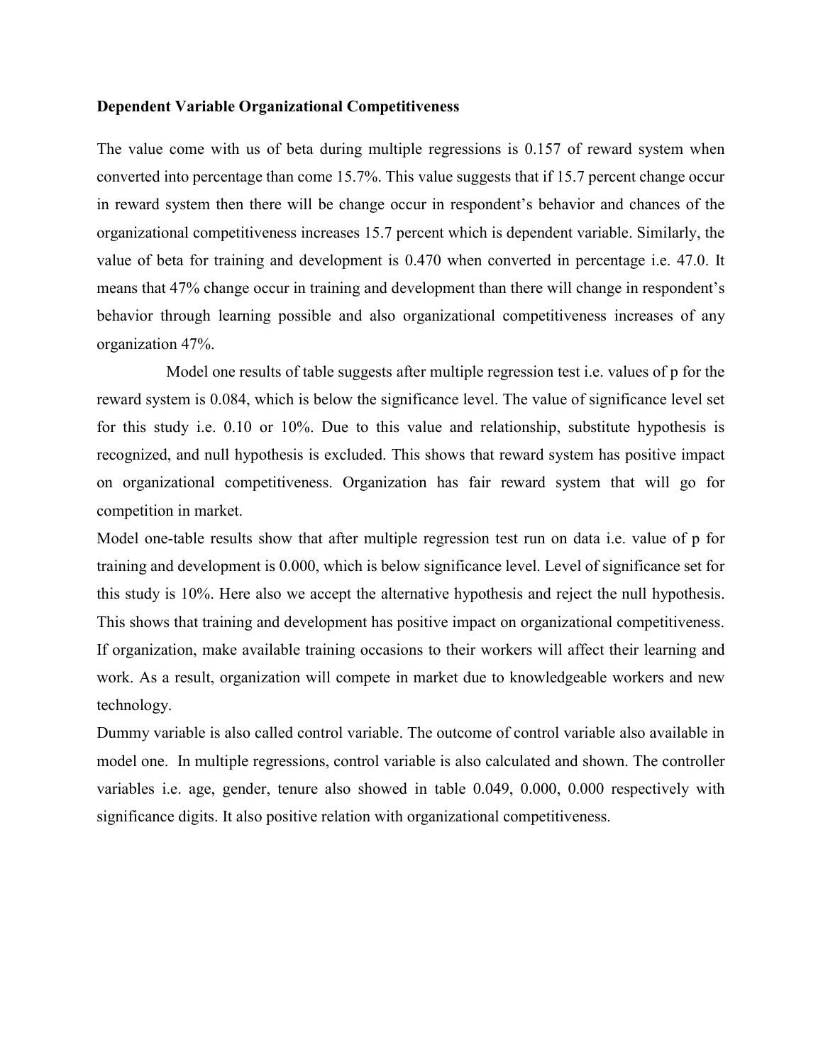**Dependent Variable Organizational Competitiveness**

The value come with us of beta during multiple regressions is 0.157 of reward system when converted into percentage than come 15.7%. This value suggests that if 15.7 percent change occur in reward system then there will be change occur in respondent's behavior and chances of the organizational competitiveness increases 15.7 percent which is dependent variable. Similarly, the value of beta for training and development is 0.470 when converted in percentage i.e. 47.0. It means that 47% change occur in training and development than there will change in respondent's behavior through learning possible and also organizational competitiveness increases of any organization 47%.

Model one results of table suggests after multiple regression test i.e. values of p for the reward system is 0.084, which is below the significance level. The value of significance level set for this study i.e. 0.10 or 10%. Due to this value and relationship, substitute hypothesis is recognized, and null hypothesis is excluded. This shows that reward system has positive impact on organizational competitiveness. Organization has fair reward system that will go for competition in market.

Model one-table results show that after multiple regression test run on data i.e. value of p for training and development is 0.000, which is below significance level. Level of significance set for this study is 10%. Here also we accept the alternative hypothesis and reject the null hypothesis. This shows that training and development has positive impact on organizational competitiveness. If organization, make available training occasions to their workers will affect their learning and work. As a result, organization will compete in market due to knowledgeable workers and new technology.

Dummy variable is also called control variable. The outcome of control variable also available in model one. In multiple regressions, control variable is also calculated and shown. The controller variables i.e. age, gender, tenure also showed in table 0.049, 0.000, 0.000 respectively with significance digits. It also positive relation with organizational competitiveness.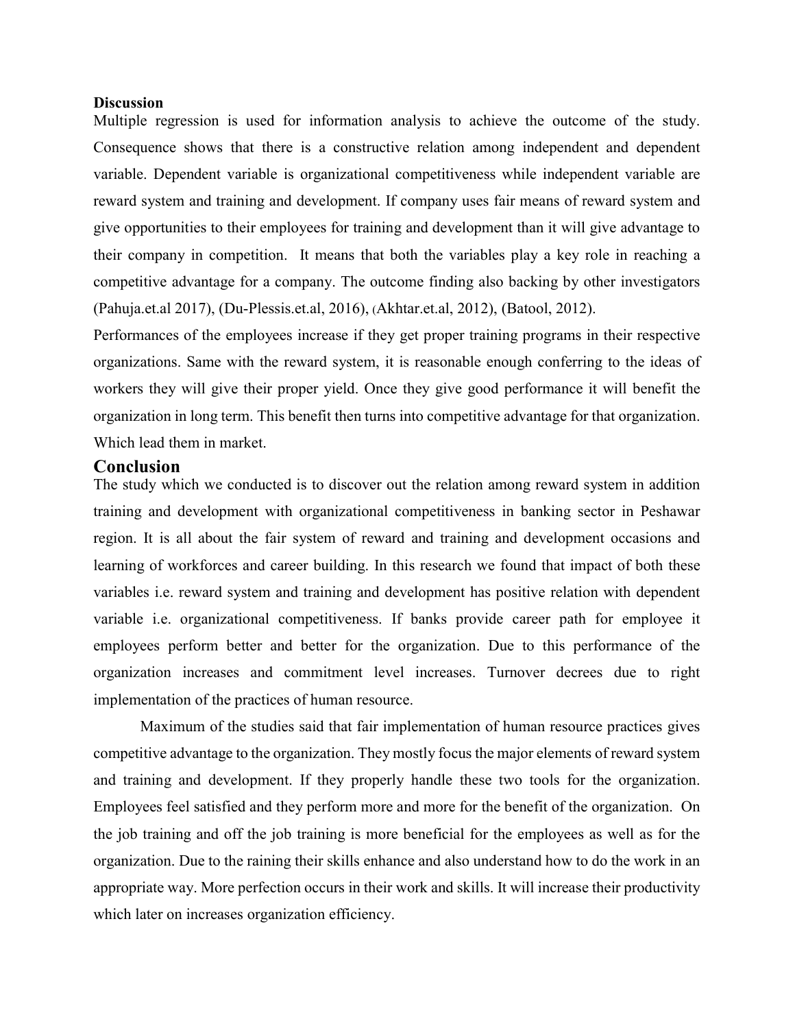**Discussion**

Multiple regression is used for information analysis to achieve the outcome of the study. Consequence shows that there is a constructive relation among independent and dependent variable. Dependent variable is organizational competitiveness while independent variable are reward system and training and development. If company uses fair means of reward system and give opportunities to their employees for training and development than it will give advantage to their company in competition. It means that both the variables play a key role in reaching a competitive advantage for a company. The outcome finding also backing by other investigators (Pahuja.et.al 2017), (Du-Plessis.et.al, 2016), (Akhtar.et.al, 2012), (Batool, 2012).

Performances of the employees increase if they get proper training programs in their respective organizations. Same with the reward system, it is reasonable enough conferring to the ideas of workers they will give their proper yield. Once they give good performance it will benefit the organization in long term. This benefit then turns into competitive advantage for that organization. Which lead them in market.

## Conclusion

The study which we conducted is to discover out the relation among reward system in addition training and development with organizational competitiveness in banking sector in Peshawar region. It is all about the fair system of reward and training and development occasions and learning of workforces and career building. In this research we found that impact of both these variables i.e. reward system and training and development has positive relation with dependent variable i.e. organizational competitiveness. If banks provide career path for employee it employees perform better and better for the organization. Due to this performance of the organization increases and commitment level increases. Turnover decrees due to right implementation of the practices of human resource.

Maximum of the studies said that fair implementation of human resource practices gives competitive advantage to the organization. They mostly focus the major elements of reward system and training and development. If they properly handle these two tools for the organization. Employees feel satisfied and they perform more and more for the benefit of the organization. On the job training and off the job training is more beneficial for the employees as well as for the organization. Due to the raining their skills enhance and also understand how to do the work in an appropriate way. More perfection occurs in their work and skills. It will increase their productivity which later on increases organization efficiency.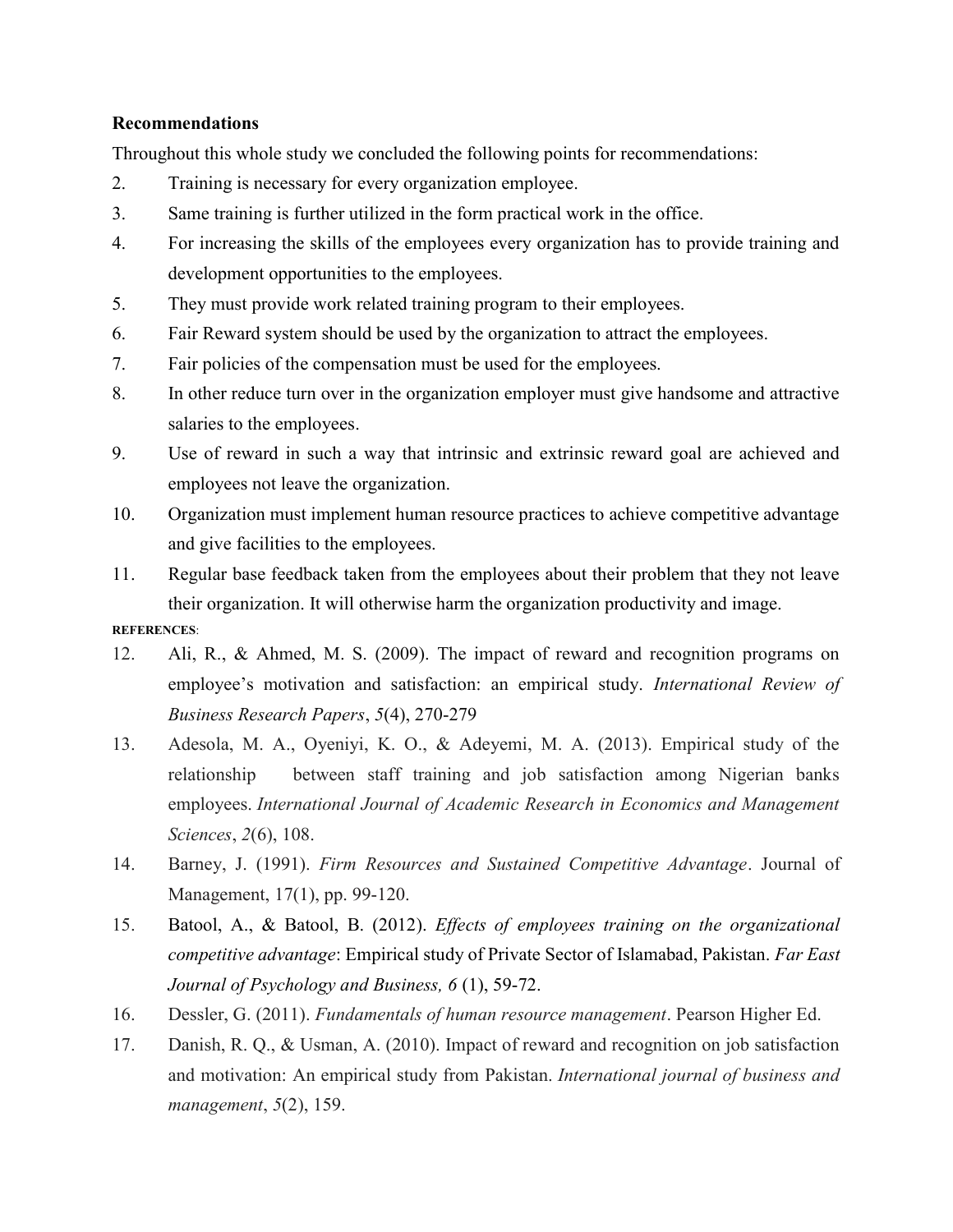**Recommendations**

Throughout this whole study we concluded the following points for recommendations:

2. Training is necessary for every organization employee.
3. Same training is further utilized in the form practical work in the office.
4. For increasing the skills of the employees every organization has to provide training and development opportunities to the employees.
5. They must provide work related training program to their employees.
6. Fair Reward system should be used by the organization to attract the employees.
7. Fair policies of the compensation must be used for the employees.
8. In other reduce turn over in the organization employer must give handsome and attractive salaries to the employees.
9. Use of reward in such a way that intrinsic and extrinsic reward goal are achieved and employees not leave the organization.
10. Organization must implement human resource practices to achieve competitive advantage and give facilities to the employees.
11. Regular base feedback taken from the employees about their problem that they not leave their organization. It will otherwise harm the organization productivity and image.

**REFERENCES**:

12. Ali, R., & Ahmed, M. S. (2009). The impact of reward and recognition programs on employee's motivation and satisfaction: an empirical study. *International Review of Business Research Papers*, *5*(4), 270-279
13. Adesola, M. A., Oyeniyi, K. O., & Adeyemi, M. A. (2013). Empirical study of the relationship between staff training and job satisfaction among Nigerian banks employees. *International Journal of Academic Research in Economics and Management Sciences*, *2*(6), 108.
14. Barney, J. (1991). *Firm Resources and Sustained Competitive Advantage*. Journal of Management, 17(1), pp. 99-120.
15. Batool, A., & Batool, B. (2012). *Effects of employees training on the organizational competitive advantage*: Empirical study of Private Sector of Islamabad, Pakistan. *Far East Journal of Psychology and Business, 6* (1), 59-72.
16. Dessler, G. (2011). *Fundamentals of human resource management*. Pearson Higher Ed.
17. Danish, R. Q., & Usman, A. (2010). Impact of reward and recognition on job satisfaction and motivation: An empirical study from Pakistan. *International journal of business and management*, *5*(2), 159.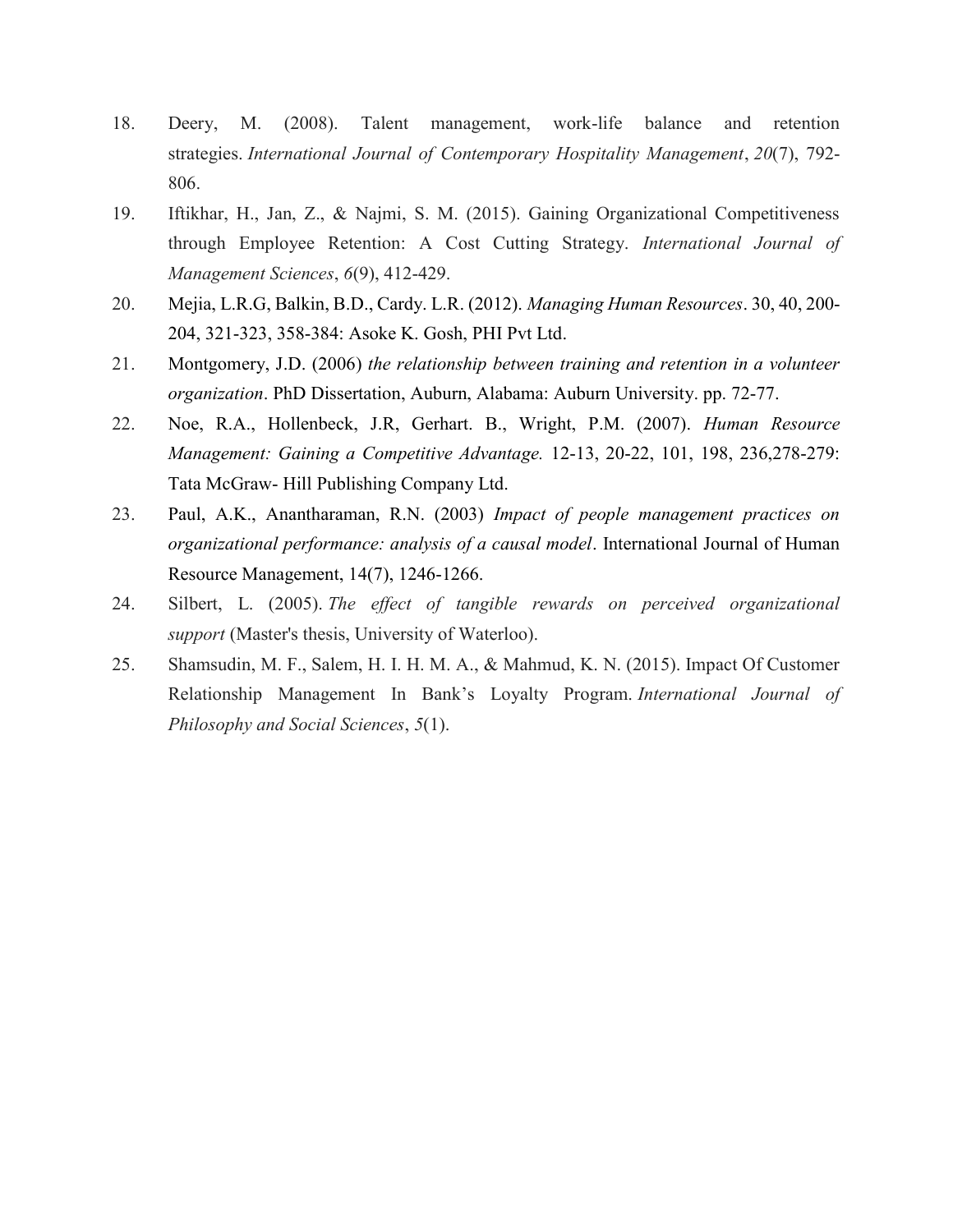18. Deery, M. (2008). Talent management, work-life balance and retention strategies. *International Journal of Contemporary Hospitality Management*, *20*(7), 792-806.
19. Iftikhar, H., Jan, Z., & Najmi, S. M. (2015). Gaining Organizational Competitiveness through Employee Retention: A Cost Cutting Strategy. *International Journal of Management Sciences*, *6*(9), 412-429.
20. Mejia, L.R.G, Balkin, B.D., Cardy. L.R. (2012). *Managing Human Resources*. 30, 40, 200-204, 321-323, 358-384: Asoke K. Gosh, PHI Pvt Ltd.
21. Montgomery, J.D. (2006) *the relationship between training and retention in a volunteer organization*. PhD Dissertation, Auburn, Alabama: Auburn University. pp. 72-77.
22. Noe, R.A., Hollenbeck, J.R, Gerhart. B., Wright, P.M. (2007). *Human Resource Management: Gaining a Competitive Advantage.* 12-13, 20-22, 101, 198, 236,278-279: Tata McGraw- Hill Publishing Company Ltd.
23. Paul, A.K., Anantharaman, R.N. (2003) *Impact of people management practices on organizational performance: analysis of a causal model*. International Journal of Human Resource Management, 14(7), 1246-1266.
24. Silbert, L. (2005). *The effect of tangible rewards on perceived organizational support* (Master's thesis, University of Waterloo).
25. Shamsudin, M. F., Salem, H. I. H. M. A., & Mahmud, K. N. (2015). Impact Of Customer Relationship Management In Bank's Loyalty Program. *International Journal of Philosophy and Social Sciences*, *5*(1).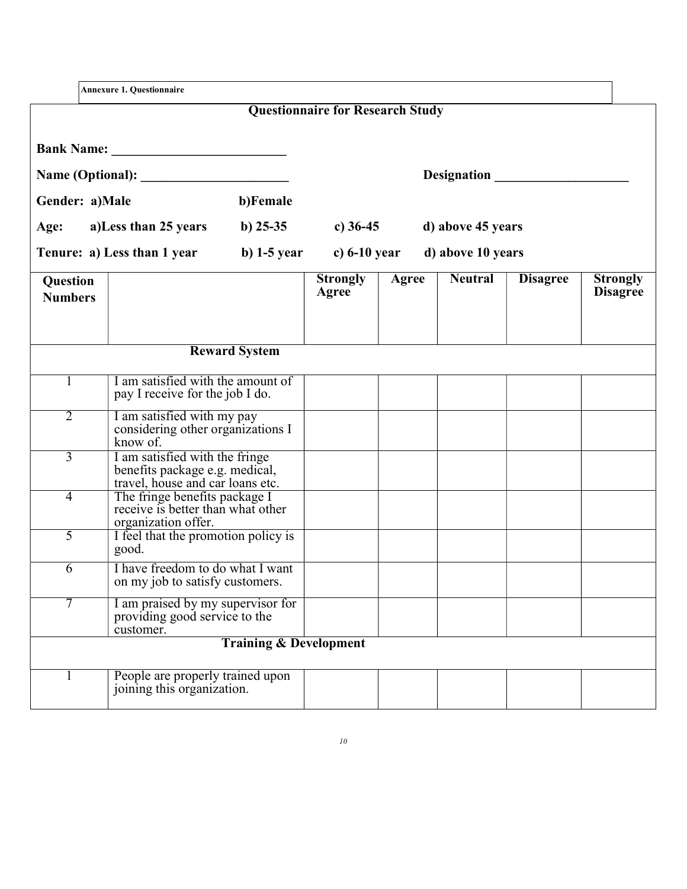**Annexure 1. Questionnaire**

## Questionnaire for Research Study

**Bank Name:** ___________________________

**Name (Optional):** _______________________ **Designation** _____________________

**Gender:** a)Male b)Female

**Age:** a)Less than 25 years b) 25-35 c) 36-45 d) above 45 years

**Tenure:** a) Less than 1 year b) 1-5 year c) 6-10 year d) above 10 years

| Question Numbers | | Strongly Agree | Agree | Neutral | Disagree | Strongly Disagree |
|---|---|---|---|---|---|---|
| | **Reward System** | | | | | |
| 1 | I am satisfied with the amount of pay I receive for the job I do. | | | | | |
| 2 | I am satisfied with my pay considering other organizations I know of. | | | | | |
| 3 | I am satisfied with the fringe benefits package e.g. medical, travel, house and car loans etc. | | | | | |
| 4 | The fringe benefits package I receive is better than what other organization offer. | | | | | |
| 5 | I feel that the promotion policy is good. | | | | | |
| 6 | I have freedom to do what I want on my job to satisfy customers. | | | | | |
| 7 | I am praised by my supervisor for providing good service to the customer. | | | | | |
| | **Training & Development** | | | | | |
| 1 | People are properly trained upon joining this organization. | | | | | |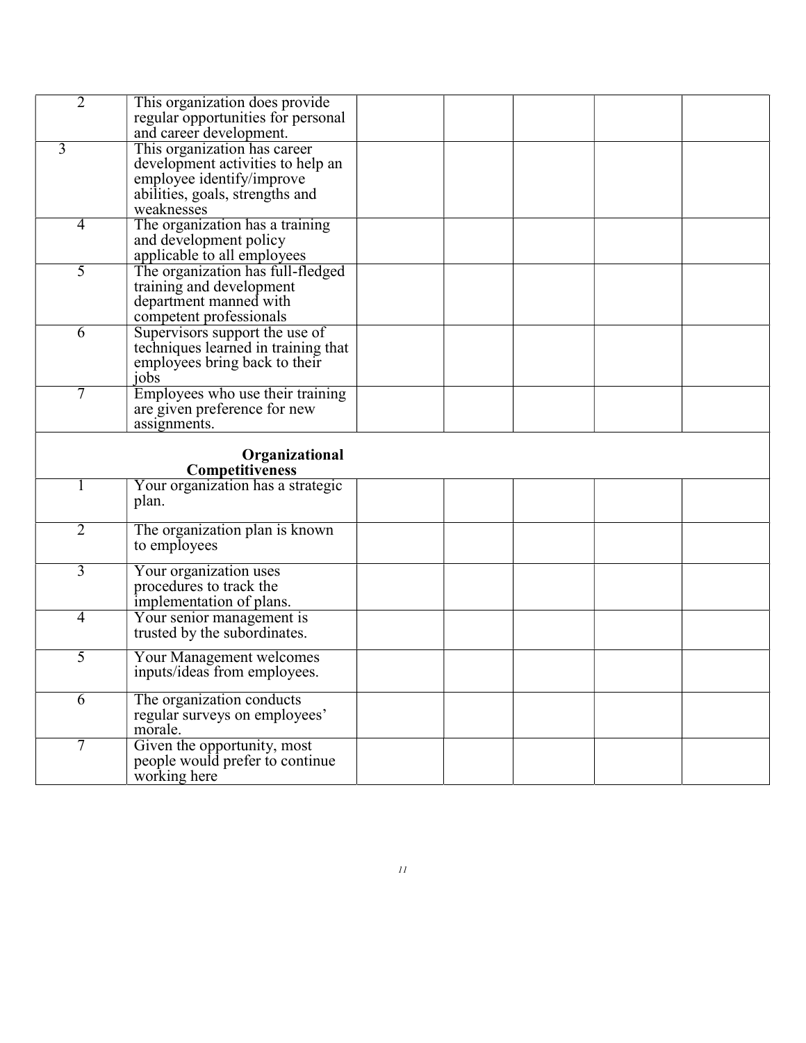| | | | | | | |
|---|---|---|---|---|---|---|
| 2 | This organization does provide regular opportunities for personal and career development. | | | | | |
| 3 | This organization has career development activities to help an employee identify/improve abilities, goals, strengths and weaknesses | | | | | |
| 4 | The organization has a training and development policy applicable to all employees | | | | | |
| 5 | The organization has full-fledged training and development department manned with competent professionals | | | | | |
| 6 | Supervisors support the use of techniques learned in training that employees bring back to their jobs | | | | | |
| 7 | Employees who use their training are given preference for new assignments. | | | | | |
| | **Organizational Competitiveness** | | | | | |
| 1 | Your organization has a strategic plan. | | | | | |
| 2 | The organization plan is known to employees | | | | | |
| 3 | Your organization uses procedures to track the implementation of plans. | | | | | |
| 4 | Your senior management is trusted by the subordinates. | | | | | |
| 5 | Your Management welcomes inputs/ideas from employees. | | | | | |
| 6 | The organization conducts regular surveys on employees' morale. | | | | | |
| 7 | Given the opportunity, most people would prefer to continue working here | | | | | |